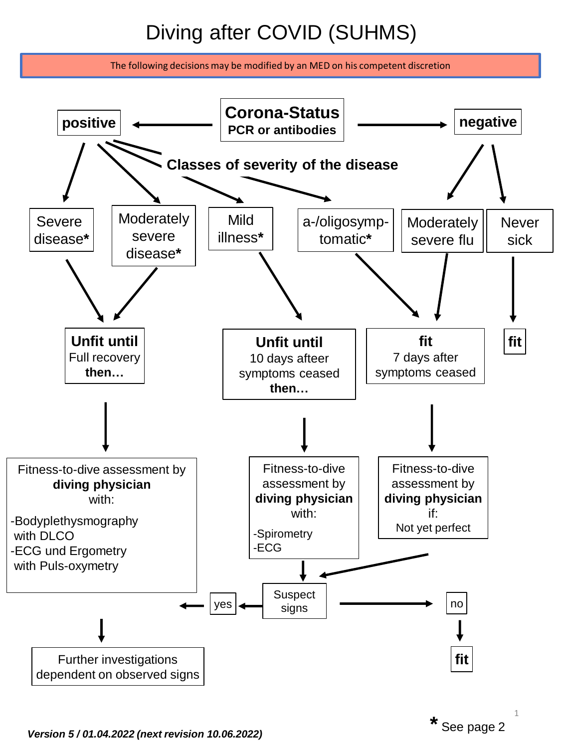# Diving after COVID (SUHMS)

The following decisions may be modified by an MED on his competent discretion

**Corona-Status**
**PCR or antibodies**

**positive** / **negative**

**Classes of severity of the disease**

- **positive:**
  - Severe disease**\***
  - Moderately severe disease**\***
  - Mild illness**\***
  - a-/oligosymp-tomatic**\***
- **negative:**
  - Moderately severe flu
  - Never sick

**Severe disease\*** / **Moderately severe disease\*** →

**Unfit until**
Full recovery
**then…**

→ Fitness-to-dive assessment by **diving physician** with:

- -Bodyplethysmography with DLCO
- -ECG und Ergometry with Puls-oxymetry

**Mild illness\*** →

**Unfit until**
10 days afteer symptoms ceased
**then…**

→ Fitness-to-dive assessment by **diving physician** with:

- -Spirometry
- -ECG

**a-/oligosymp-tomatic\*** / **Moderately severe flu** →

**fit**
7 days after symptoms ceased

→ Fitness-to-dive assessment by **diving physician** if:
Not yet perfect

**Never sick** → **fit**

Suspect signs:

- yes → Further investigations dependent on observed signs
- no → **fit**

*Version 5 / 01.04.2022 (next revision 10.06.2022)*

**\*** See page 2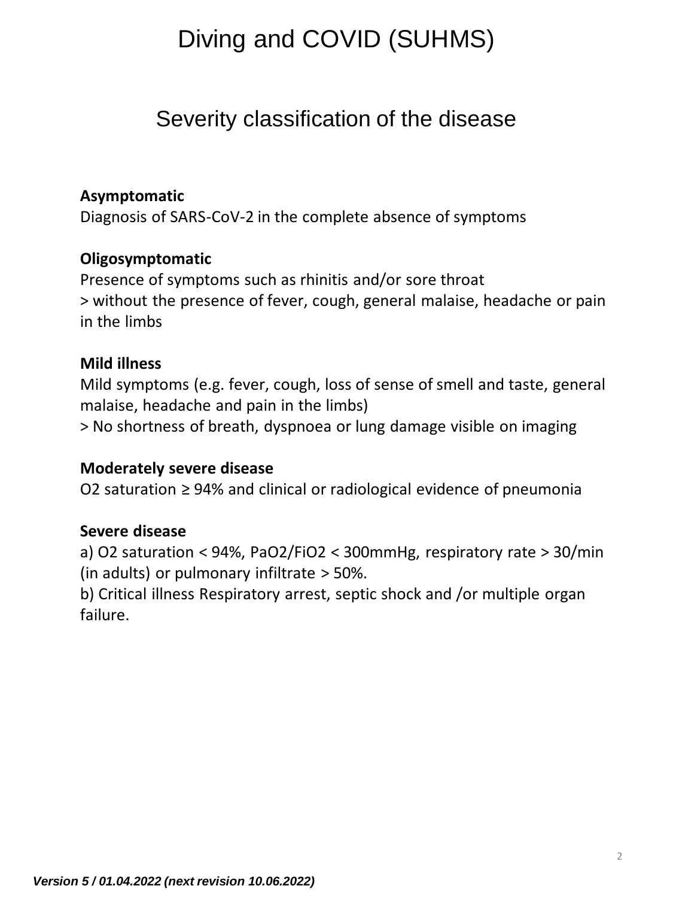# Diving and COVID (SUHMS)

## Severity classification of the disease

**Asymptomatic**
Diagnosis of SARS-CoV-2 in the complete absence of symptoms

**Oligosymptomatic**
Presence of symptoms such as rhinitis and/or sore throat
> without the presence of fever, cough, general malaise, headache or pain in the limbs

**Mild illness**
Mild symptoms (e.g. fever, cough, loss of sense of smell and taste, general malaise, headache and pain in the limbs)
> No shortness of breath, dyspnoea or lung damage visible on imaging

**Moderately severe disease**
$O_2$ saturation ≥ 94% and clinical or radiological evidence of pneumonia

**Severe disease**
a) $O_2$ saturation < 94%, $PaO_2/FiO_2$ < 300mmHg, respiratory rate > 30/min (in adults) or pulmonary infiltrate > 50%.
b) Critical illness Respiratory arrest, septic shock and /or multiple organ failure.

*Version 5 / 01.04.2022 (next revision 10.06.2022)*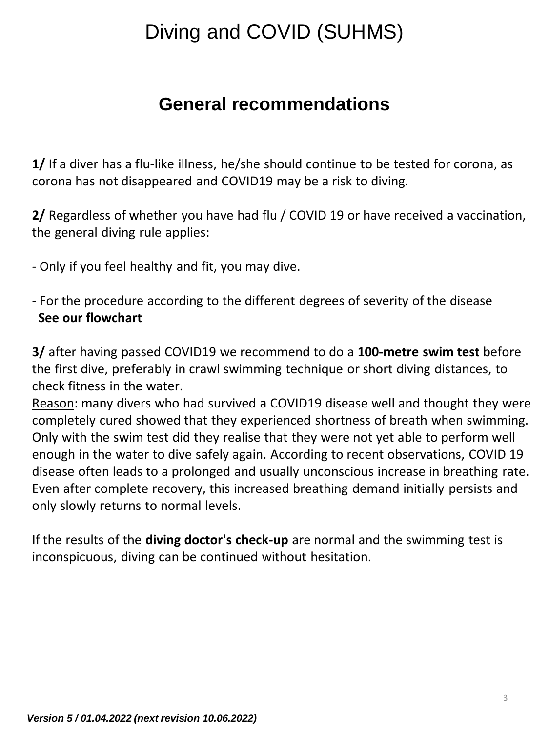# Diving and COVID (SUHMS)

## General recommendations

**1/** If a diver has a flu-like illness, he/she should continue to be tested for corona, as corona has not disappeared and COVID19 may be a risk to diving.

**2/** Regardless of whether you have had flu / COVID 19 or have received a vaccination, the general diving rule applies:

- Only if you feel healthy and fit, you may dive.

- For the procedure according to the different degrees of severity of the disease
  **See our flowchart**

**3/** after having passed COVID19 we recommend to do a **100-metre swim test** before the first dive, preferably in crawl swimming technique or short diving distances, to check fitness in the water.
Reason: many divers who had survived a COVID19 disease well and thought they were completely cured showed that they experienced shortness of breath when swimming. Only with the swim test did they realise that they were not yet able to perform well enough in the water to dive safely again. According to recent observations, COVID 19 disease often leads to a prolonged and usually unconscious increase in breathing rate. Even after complete recovery, this increased breathing demand initially persists and only slowly returns to normal levels.

If the results of the **diving doctor's check-up** are normal and the swimming test is inconspicuous, diving can be continued without hesitation.

*Version 5 / 01.04.2022 (next revision 10.06.2022)*